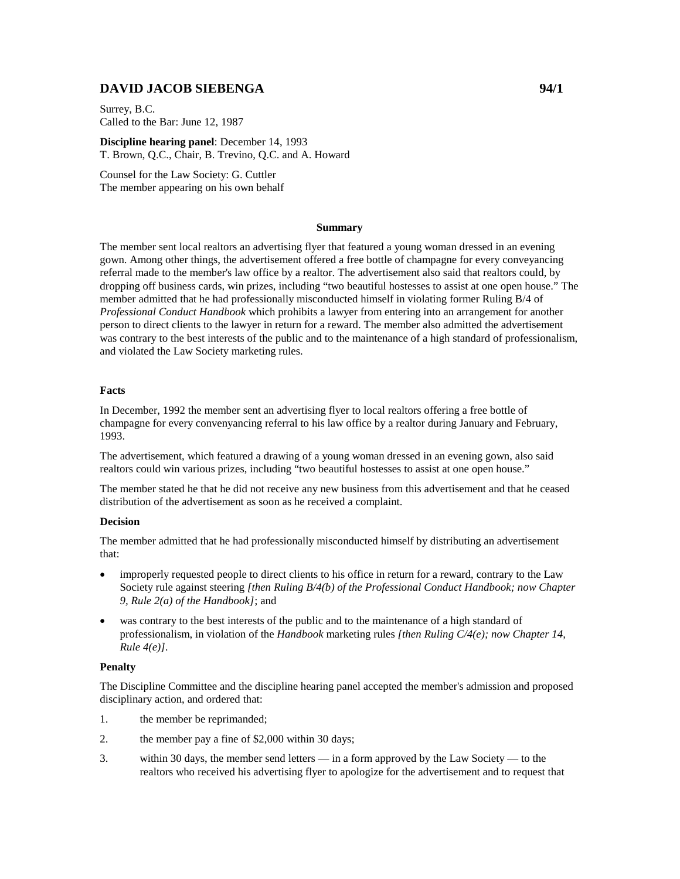# DAVID JACOB SIEBENGA 94/1

Surrey, B.C.
Called to the Bar: June 12, 1987

**Discipline hearing panel**: December 14, 1993
T. Brown, Q.C., Chair, B. Trevino, Q.C. and A. Howard

Counsel for the Law Society: G. Cuttler
The member appearing on his own behalf

## Summary

The member sent local realtors an advertising flyer that featured a young woman dressed in an evening gown. Among other things, the advertisement offered a free bottle of champagne for every conveyancing referral made to the member's law office by a realtor. The advertisement also said that realtors could, by dropping off business cards, win prizes, including "two beautiful hostesses to assist at one open house." The member admitted that he had professionally misconducted himself in violating former Ruling B/4 of *Professional Conduct Handbook* which prohibits a lawyer from entering into an arrangement for another person to direct clients to the lawyer in return for a reward. The member also admitted the advertisement was contrary to the best interests of the public and to the maintenance of a high standard of professionalism, and violated the Law Society marketing rules.

### Facts

In December, 1992 the member sent an advertising flyer to local realtors offering a free bottle of champagne for every convenyancing referral to his law office by a realtor during January and February, 1993.

The advertisement, which featured a drawing of a young woman dressed in an evening gown, also said realtors could win various prizes, including "two beautiful hostesses to assist at one open house."

The member stated he that he did not receive any new business from this advertisement and that he ceased distribution of the advertisement as soon as he received a complaint.

### Decision

The member admitted that he had professionally misconducted himself by distributing an advertisement that:

- improperly requested people to direct clients to his office in return for a reward, contrary to the Law Society rule against steering *[then Ruling B/4(b) of the Professional Conduct Handbook; now Chapter 9, Rule 2(a) of the Handbook]*; and
- was contrary to the best interests of the public and to the maintenance of a high standard of professionalism, in violation of the *Handbook* marketing rules *[then Ruling C/4(e); now Chapter 14, Rule 4(e)]*.

### Penalty

The Discipline Committee and the discipline hearing panel accepted the member's admission and proposed disciplinary action, and ordered that:

1. the member be reprimanded;
2. the member pay a fine of $2,000 within 30 days;
3. within 30 days, the member send letters — in a form approved by the Law Society — to the realtors who received his advertising flyer to apologize for the advertisement and to request that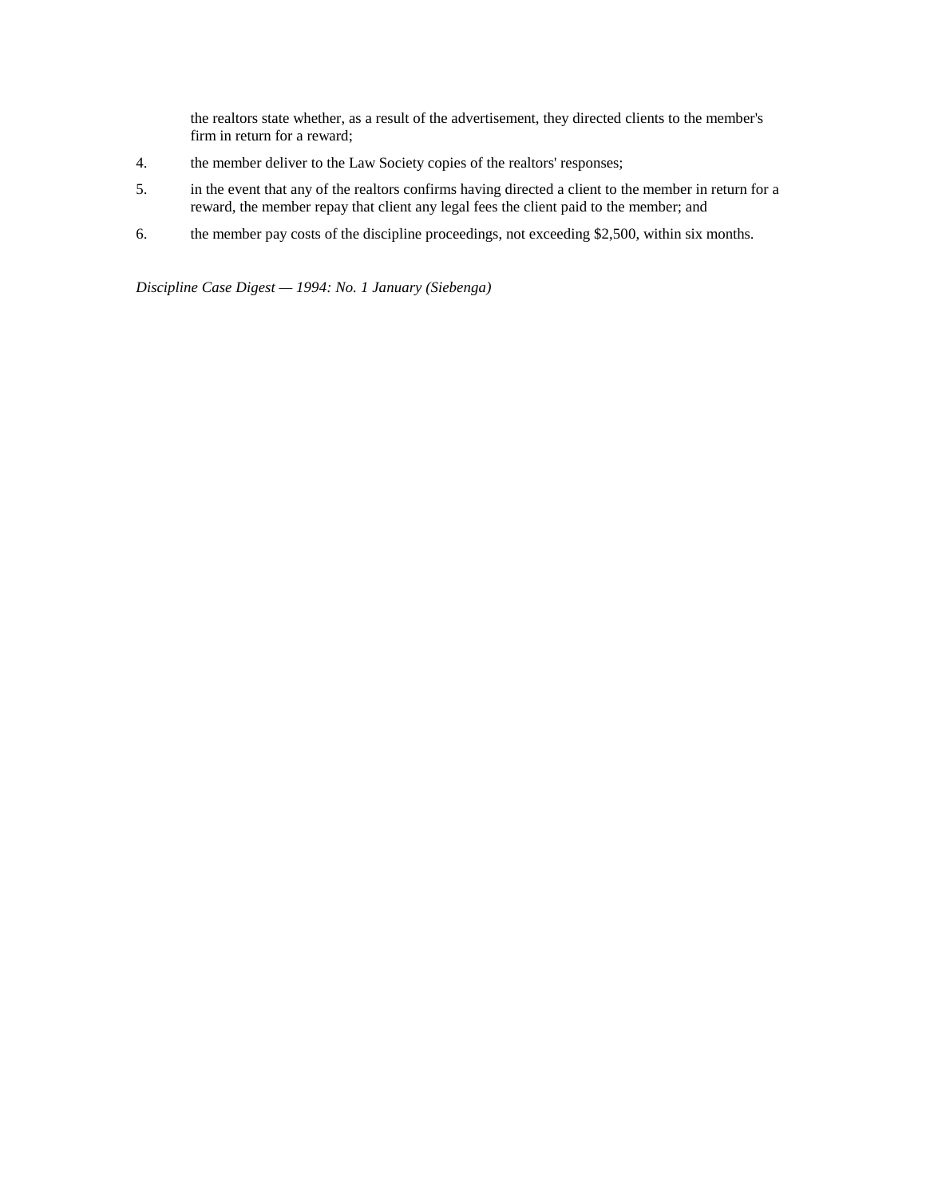the realtors state whether, as a result of the advertisement, they directed clients to the member's firm in return for a reward;

4. the member deliver to the Law Society copies of the realtors' responses;
5. in the event that any of the realtors confirms having directed a client to the member in return for a reward, the member repay that client any legal fees the client paid to the member; and
6. the member pay costs of the discipline proceedings, not exceeding $2,500, within six months.

*Discipline Case Digest — 1994: No. 1 January (Siebenga)*